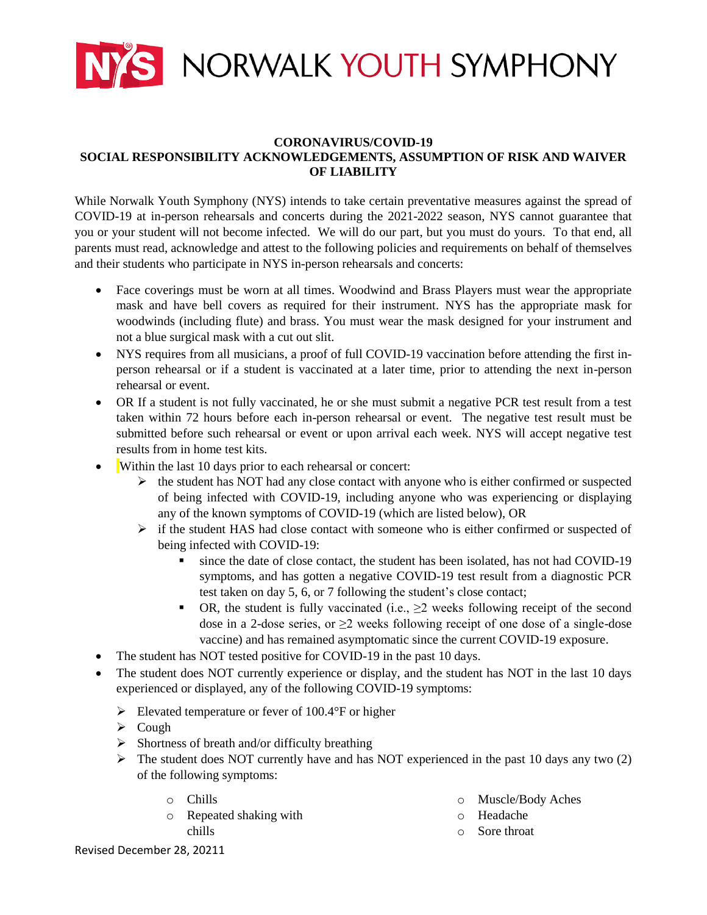# NORWALK YOUTH SYMPHONY

**CORONAVIRUS/COVID-19**
**SOCIAL RESPONSIBILITY ACKNOWLEDGEMENTS, ASSUMPTION OF RISK AND WAIVER OF LIABILITY**

While Norwalk Youth Symphony (NYS) intends to take certain preventative measures against the spread of COVID-19 at in-person rehearsals and concerts during the 2021-2022 season, NYS cannot guarantee that you or your student will not become infected. We will do our part, but you must do yours. To that end, all parents must read, acknowledge and attest to the following policies and requirements on behalf of themselves and their students who participate in NYS in-person rehearsals and concerts:

- Face coverings must be worn at all times. Woodwind and Brass Players must wear the appropriate mask and have bell covers as required for their instrument. NYS has the appropriate mask for woodwinds (including flute) and brass. You must wear the mask designed for your instrument and not a blue surgical mask with a cut out slit.
- NYS requires from all musicians, a proof of full COVID-19 vaccination before attending the first in-person rehearsal or if a student is vaccinated at a later time, prior to attending the next in-person rehearsal or event.
- OR If a student is not fully vaccinated, he or she must submit a negative PCR test result from a test taken within 72 hours before each in-person rehearsal or event. The negative test result must be submitted before such rehearsal or event or upon arrival each week. NYS will accept negative test results from in home test kits.
- Within the last 10 days prior to each rehearsal or concert:
  - the student has NOT had any close contact with anyone who is either confirmed or suspected of being infected with COVID-19, including anyone who was experiencing or displaying any of the known symptoms of COVID-19 (which are listed below), OR
  - if the student HAS had close contact with someone who is either confirmed or suspected of being infected with COVID-19:
    - since the date of close contact, the student has been isolated, has not had COVID-19 symptoms, and has gotten a negative COVID-19 test result from a diagnostic PCR test taken on day 5, 6, or 7 following the student's close contact;
    - OR, the student is fully vaccinated (i.e., ≥2 weeks following receipt of the second dose in a 2-dose series, or ≥2 weeks following receipt of one dose of a single-dose vaccine) and has remained asymptomatic since the current COVID-19 exposure.
- The student has NOT tested positive for COVID-19 in the past 10 days.
- The student does NOT currently experience or display, and the student has NOT in the last 10 days experienced or displayed, any of the following COVID-19 symptoms:
  - Elevated temperature or fever of 100.4°F or higher
  - Cough
  - Shortness of breath and/or difficulty breathing
  - The student does NOT currently have and has NOT experienced in the past 10 days any two (2) of the following symptoms:
    - Chills
    - Repeated shaking with chills
    - Muscle/Body Aches
    - Headache
    - Sore throat

Revised December 28, 20211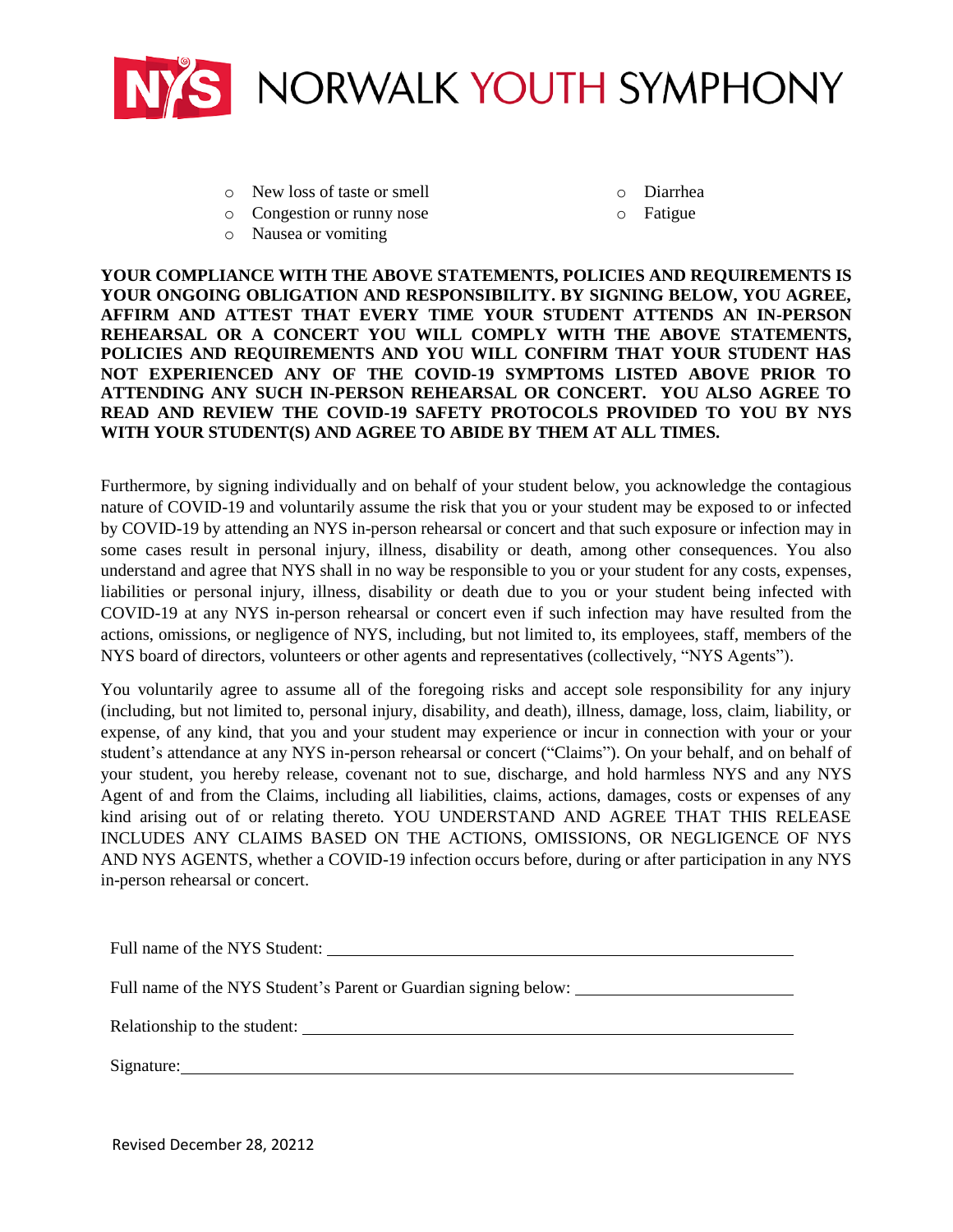- New loss of taste or smell
- Congestion or runny nose
- Nausea or vomiting
- Diarrhea
- Fatigue

**YOUR COMPLIANCE WITH THE ABOVE STATEMENTS, POLICIES AND REQUIREMENTS IS YOUR ONGOING OBLIGATION AND RESPONSIBILITY. BY SIGNING BELOW, YOU AGREE, AFFIRM AND ATTEST THAT EVERY TIME YOUR STUDENT ATTENDS AN IN-PERSON REHEARSAL OR A CONCERT YOU WILL COMPLY WITH THE ABOVE STATEMENTS, POLICIES AND REQUIREMENTS AND YOU WILL CONFIRM THAT YOUR STUDENT HAS NOT EXPERIENCED ANY OF THE COVID-19 SYMPTOMS LISTED ABOVE PRIOR TO ATTENDING ANY SUCH IN-PERSON REHEARSAL OR CONCERT. YOU ALSO AGREE TO READ AND REVIEW THE COVID-19 SAFETY PROTOCOLS PROVIDED TO YOU BY NYS WITH YOUR STUDENT(S) AND AGREE TO ABIDE BY THEM AT ALL TIMES.**

Furthermore, by signing individually and on behalf of your student below, you acknowledge the contagious nature of COVID-19 and voluntarily assume the risk that you or your student may be exposed to or infected by COVID-19 by attending an NYS in-person rehearsal or concert and that such exposure or infection may in some cases result in personal injury, illness, disability or death, among other consequences. You also understand and agree that NYS shall in no way be responsible to you or your student for any costs, expenses, liabilities or personal injury, illness, disability or death due to you or your student being infected with COVID-19 at any NYS in-person rehearsal or concert even if such infection may have resulted from the actions, omissions, or negligence of NYS, including, but not limited to, its employees, staff, members of the NYS board of directors, volunteers or other agents and representatives (collectively, "NYS Agents").

You voluntarily agree to assume all of the foregoing risks and accept sole responsibility for any injury (including, but not limited to, personal injury, disability, and death), illness, damage, loss, claim, liability, or expense, of any kind, that you and your student may experience or incur in connection with your or your student's attendance at any NYS in-person rehearsal or concert ("Claims"). On your behalf, and on behalf of your student, you hereby release, covenant not to sue, discharge, and hold harmless NYS and any NYS Agent of and from the Claims, including all liabilities, claims, actions, damages, costs or expenses of any kind arising out of or relating thereto. YOU UNDERSTAND AND AGREE THAT THIS RELEASE INCLUDES ANY CLAIMS BASED ON THE ACTIONS, OMISSIONS, OR NEGLIGENCE OF NYS AND NYS AGENTS, whether a COVID-19 infection occurs before, during or after participation in any NYS in-person rehearsal or concert.

Full name of the NYS Student: ______________________________

Full name of the NYS Student's Parent or Guardian signing below: ______________________________

Relationship to the student: ______________________________

Signature: ______________________________

Revised December 28, 20212